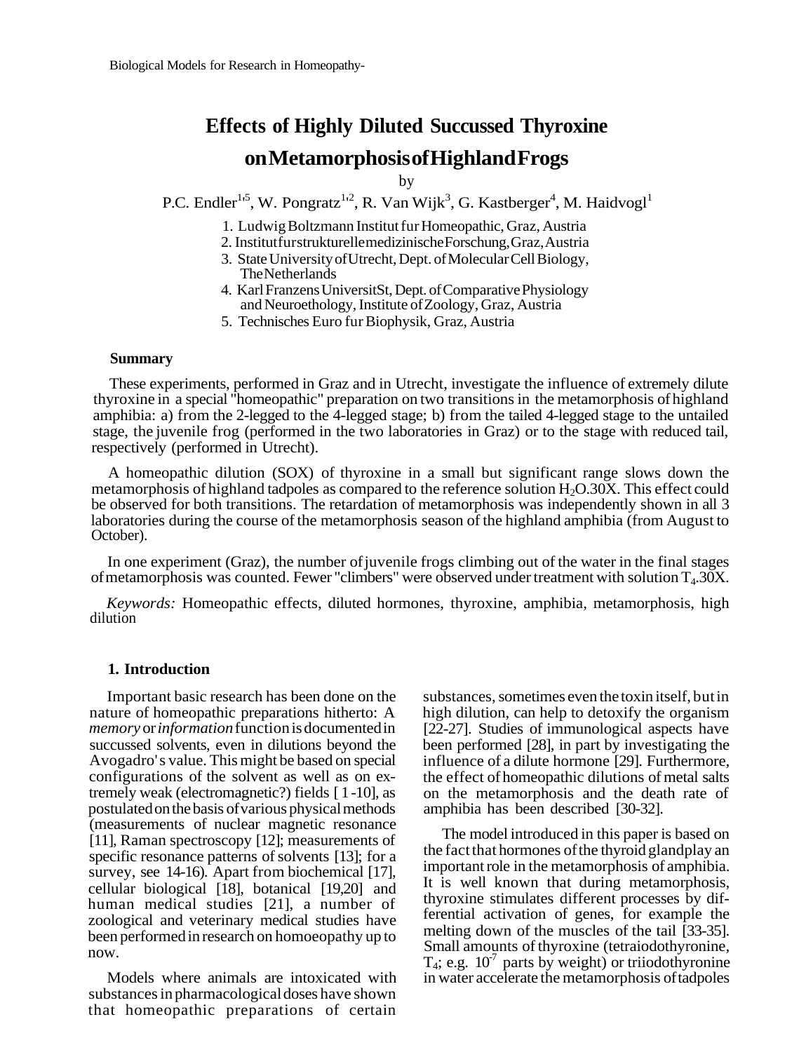Biological Models for Research in Homeopathy-

# Effects of Highly Diluted Successed Thyroxine on Metamorphosis of Highland Frogs

by

P.C. Endler[1,5], W. Pongratz[1,2], R. Van Wijk[3], G. Kastberger[4], M. Haidvogl[1]

1. Ludwig Boltzmann Institut fur Homeopathic, Graz, Austria
2. Institut fur strukturelle medizinische Forschung, Graz, Austria
3. State University of Utrecht, Dept. of Molecular Cell Biology, The Netherlands
4. Karl Franzens UniversitSt, Dept. of Comparative Physiology and Neuroethology, Institute of Zoology, Graz, Austria
5. Technisches Euro fur Biophysik, Graz, Austria

### Summary

These experiments, performed in Graz and in Utrecht, investigate the influence of extremely dilute thyroxine in a special "homeopathic" preparation on two transitions in the metamorphosis of highland amphibia: a) from the 2-legged to the 4-legged stage; b) from the tailed 4-legged stage to the untailed stage, the juvenile frog (performed in the two laboratories in Graz) or to the stage with reduced tail, respectively (performed in Utrecht).

A homeopathic dilution (SOX) of thyroxine in a small but significant range slows down the metamorphosis of highland tadpoles as compared to the reference solution $H_2O$.30X. This effect could be observed for both transitions. The retardation of metamorphosis was independently shown in all 3 laboratories during the course of the metamorphosis season of the highland amphibia (from August to October).

In one experiment (Graz), the number of juvenile frogs climbing out of the water in the final stages of metamorphosis was counted. Fewer "climbers" were observed under treatment with solution $T_4$.30X.

*Keywords:* Homeopathic effects, diluted hormones, thyroxine, amphibia, metamorphosis, high dilution

### 1. Introduction

Important basic research has been done on the nature of homeopathic preparations hitherto: A *memory* or *information* function is documented in successed solvents, even in dilutions beyond the Avogadro's value. This might be based on special configurations of the solvent as well as on extremely weak (electromagnetic?) fields [1-10], as postulated on the basis of various physical methods (measurements of nuclear magnetic resonance [11], Raman spectroscopy [12]; measurements of specific resonance patterns of solvents [13]; for a survey, see 14-16). Apart from biochemical [17], cellular biological [18], botanical [19,20] and human medical studies [21], a number of zoological and veterinary medical studies have been performed in research on homoeopathy up to now.

Models where animals are intoxicated with substances in pharmacological doses have shown that homeopathic preparations of certain substances, sometimes even the toxin itself, but in high dilution, can help to detoxify the organism [22-27]. Studies of immunological aspects have been performed [28], in part by investigating the influence of a dilute hormone [29]. Furthermore, the effect of homeopathic dilutions of metal salts on the metamorphosis and the death rate of amphibia has been described [30-32].

The model introduced in this paper is based on the fact that hormones of the thyroid gland play an important role in the metamorphosis of amphibia. It is well known that during metamorphosis, thyroxine stimulates different processes by differential activation of genes, for example the melting down of the muscles of the tail [33-35]. Small amounts of thyroxine (tetraiodothyronine, $T_4$; e.g. $10^{-7}$ parts by weight) or triiodothyronine in water accelerate the metamorphosis of tadpoles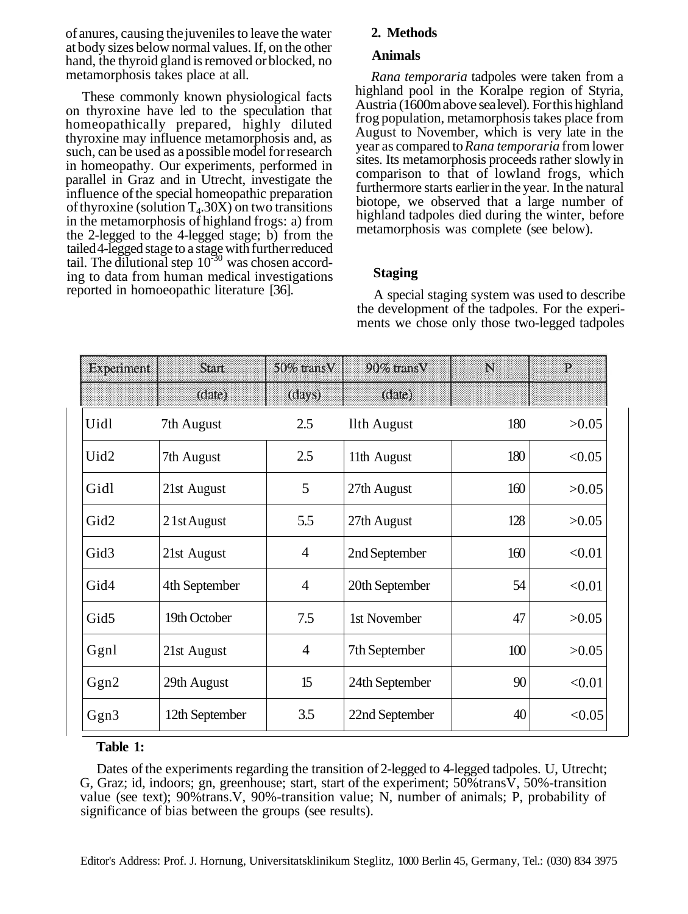of anures, causing the juveniles to leave the water at body sizes below normal values. If, on the other hand, the thyroid gland is removed or blocked, no metamorphosis takes place at all.

These commonly known physiological facts on thyroxine have led to the speculation that homeopathically prepared, highly diluted thyroxine may influence metamorphosis and, as such, can be used as a possible model for research in homeopathy. Our experiments, performed in parallel in Graz and in Utrecht, investigate the influence of the special homeopathic preparation of thyroxine (solution $T_4$.30X) on two transitions in the metamorphosis of highland frogs: a) from the 2-legged to the 4-legged stage; b) from the tailed 4-legged stage to a stage with further reduced tail. The dilutional step $10^{-30}$ was chosen according to data from human medical investigations reported in homoeopathic literature [36].

## 2. Methods

### Animals

*Rana temporaria* tadpoles were taken from a highland pool in the Koralpe region of Styria, Austria (1600m above sea level). For this highland frog population, metamorphosis takes place from August to November, which is very late in the year as compared to *Rana temporaria* from lower sites. Its metamorphosis proceeds rather slowly in comparison to that of lowland frogs, which furthermore starts earlier in the year. In the natural biotope, we observed that a large number of highland tadpoles died during the winter, before metamorphosis was complete (see below).

### Staging

A special staging system was used to describe the development of the tadpoles. For the experiments we chose only those two-legged tadpoles

| Experiment | Start | 50% transV | 90% transV | N | P |
|---|---|---|---|---|---|
| | (date) | (days) | (date) | | |
| Uid1 | 7th August | 2.5 | 11th August | 180 | >0.05 |
| Uid2 | 7th August | 2.5 | 11th August | 180 | <0.05 |
| Gid1 | 21st August | 5 | 27th August | 160 | >0.05 |
| Gid2 | 21st August | 5.5 | 27th August | 128 | >0.05 |
| Gid3 | 21st August | 4 | 2nd September | 160 | <0.01 |
| Gid4 | 4th September | 4 | 20th September | 54 | <0.01 |
| Gid5 | 19th October | 7.5 | 1st November | 47 | >0.05 |
| Ggn1 | 21st August | 4 | 7th September | 100 | >0.05 |
| Ggn2 | 29th August | 15 | 24th September | 90 | <0.01 |
| Ggn3 | 12th September | 3.5 | 22nd September | 40 | <0.05 |

**Table 1:**

Dates of the experiments regarding the transition of 2-legged to 4-legged tadpoles. U, Utrecht; G, Graz; id, indoors; gn, greenhouse; start, start of the experiment; 50%transV, 50%-transition value (see text); 90%trans.V, 90%-transition value; N, number of animals; P, probability of significance of bias between the groups (see results).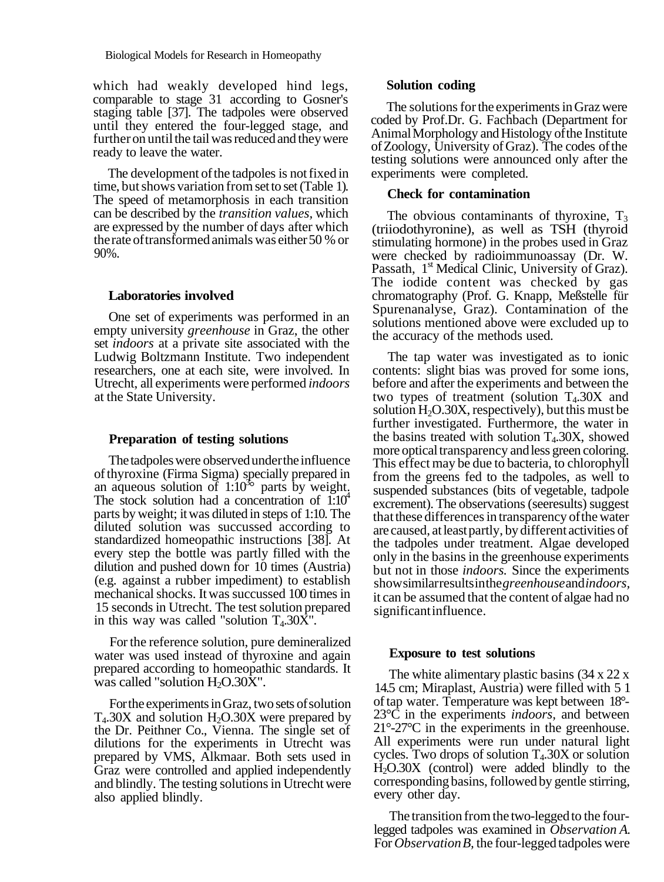which had weakly developed hind legs, comparable to stage 31 according to Gosner's staging table [37]. The tadpoles were observed until they entered the four-legged stage, and further on until the tail was reduced and they were ready to leave the water.

The development of the tadpoles is not fixed in time, but shows variation from set to set (Table 1). The speed of metamorphosis in each transition can be described by the *transition values*, which are expressed by the number of days after which the rate of transformed animals was either 50 % or 90%.

### Laboratories involved

One set of experiments was performed in an empty university *greenhouse* in Graz, the other set *indoors* at a private site associated with the Ludwig Boltzmann Institute. Two independent researchers, one at each site, were involved. In Utrecht, all experiments were performed *indoors* at the State University.

### Preparation of testing solutions

The tadpoles were observed under the influence of thyroxine (Firma Sigma) specially prepared in an aqueous solution of $1{:}10^{30}$ parts by weight. The stock solution had a concentration of $1{:}10^{4}$ parts by weight; it was diluted in steps of 1:10. The diluted solution was succussed according to standardized homeopathic instructions [38]. At every step the bottle was partly filled with the dilution and pushed down for 10 times (Austria) (e.g. against a rubber impediment) to establish mechanical shocks. It was succussed 100 times in 15 seconds in Utrecht. The test solution prepared in this way was called "solution $T_4$.30X".

For the reference solution, pure demineralized water was used instead of thyroxine and again prepared according to homeopathic standards. It was called "solution $H_2O$.30X".

For the experiments in Graz, two sets of solution $T_4$.30X and solution $H_2O$.30X were prepared by the Dr. Peithner Co., Vienna. The single set of dilutions for the experiments in Utrecht was prepared by VMS, Alkmaar. Both sets used in Graz were controlled and applied independently and blindly. The testing solutions in Utrecht were also applied blindly.

### Solution coding

The solutions for the experiments in Graz were coded by Prof.Dr. G. Fachbach (Department for Animal Morphology and Histology of the Institute of Zoology, University of Graz). The codes of the testing solutions were announced only after the experiments were completed.

### Check for contamination

The obvious contaminants of thyroxine, $T_3$ (triiodothyronine), as well as TSH (thyroid stimulating hormone) in the probes used in Graz were checked by radioimmunoassay (Dr. W. Passath, 1st Medical Clinic, University of Graz). The iodide content was checked by gas chromatography (Prof. G. Knapp, Meßstelle für Spurenanalyse, Graz). Contamination of the solutions mentioned above were excluded up to the accuracy of the methods used.

The tap water was investigated as to ionic contents: slight bias was proved for some ions, before and after the experiments and between the two types of treatment (solution $T_4$.30X and solution $H_2O$.30X, respectively), but this must be further investigated. Furthermore, the water in the basins treated with solution $T_4$.30X, showed more optical transparency and less green coloring. This effect may be due to bacteria, to chlorophyll from the greens fed to the tadpoles, as well to suspended substances (bits of vegetable, tadpole excrement). The observations (see results) suggest that these differences in transparency of the water are caused, at least partly, by different activities of the tadpoles under treatment. Algae developed only in the basins in the greenhouse experiments but not in those *indoors*. Since the experiments show similar results in the *greenhouse* and *indoors*, it can be assumed that the content of algae had no significant influence.

### Exposure to test solutions

The white alimentary plastic basins (34 x 22 x 14.5 cm; Miraplast, Austria) were filled with 5 l of tap water. Temperature was kept between 18°-23°C in the experiments *indoors*, and between 21°-27°C in the experiments in the greenhouse. All experiments were run under natural light cycles. Two drops of solution $T_4$.30X or solution $H_2O$.30X (control) were added blindly to the corresponding basins, followed by gentle stirring, every other day.

The transition from the two-legged to the four-legged tadpoles was examined in *Observation A*. For *Observation B*, the four-legged tadpoles were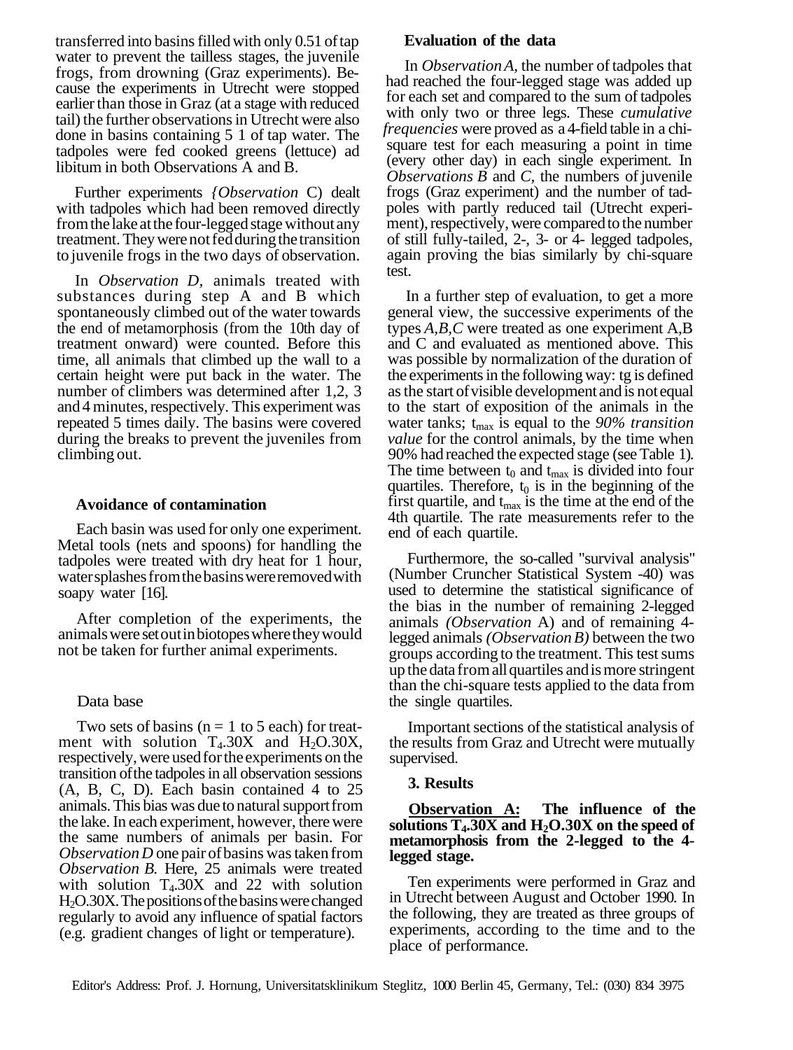transferred into basins filled with only 0.5 l of tap water to prevent the tailless stages, the juvenile frogs, from drowning (Graz experiments). Because the experiments in Utrecht were stopped earlier than those in Graz (at a stage with reduced tail) the further observations in Utrecht were also done in basins containing 5 l of tap water. The tadpoles were fed cooked greens (lettuce) ad libitum in both Observations A and B.

Further experiments {*Observation* C) dealt with tadpoles which had been removed directly from the lake at the four-legged stage without any treatment. They were not fed during the transition to juvenile frogs in the two days of observation.

In *Observation D,* animals treated with substances during step A and B which spontaneously climbed out of the water towards the end of metamorphosis (from the 10th day of treatment onward) were counted. Before this time, all animals that climbed up the wall to a certain height were put back in the water. The number of climbers was determined after 1,2, 3 and 4 minutes, respectively. This experiment was repeated 5 times daily. The basins were covered during the breaks to prevent the juveniles from climbing out.

### Avoidance of contamination

Each basin was used for only one experiment. Metal tools (nets and spoons) for handling the tadpoles were treated with dry heat for 1 hour, water splashes from the basins were removed with soapy water [16].

After completion of the experiments, the animals were set out in biotopes where they would not be taken for further animal experiments.

### Data base

Two sets of basins (n = 1 to 5 each) for treatment with solution $T_4$.30X and $H_2O$.30X, respectively, were used for the experiments on the transition of the tadpoles in all observation sessions (A, B, C, D). Each basin contained 4 to 25 animals. This bias was due to natural support from the lake. In each experiment, however, there were the same numbers of animals per basin. For *Observation D* one pair of basins was taken from *Observation B.* Here, 25 animals were treated with solution $T_4$.30X and 22 with solution $H_2O$.30X. The positions of the basins were changed regularly to avoid any influence of spatial factors (e.g. gradient changes of light or temperature).

### Evaluation of the data

In *Observation A,* the number of tadpoles that had reached the four-legged stage was added up for each set and compared to the sum of tadpoles with only two or three legs. These *cumulative frequencies* were proved as a 4-field table in a chi-square test for each measuring a point in time (every other day) in each single experiment. In *Observations B* and *C,* the numbers of juvenile frogs (Graz experiment) and the number of tadpoles with partly reduced tail (Utrecht experiment), respectively, were compared to the number of still fully-tailed, 2-, 3- or 4- legged tadpoles, again proving the bias similarly by chi-square test.

In a further step of evaluation, to get a more general view, the successive experiments of the types *A,B,C* were treated as one experiment A,B and C and evaluated as mentioned above. This was possible by normalization of the duration of the experiments in the following way: tg is defined as the start of visible development and is not equal to the start of exposition of the animals in the water tanks; $t_{max}$ is equal to the *90% transition value* for the control animals, by the time when 90% had reached the expected stage (see Table 1). The time between $t_0$ and $t_{max}$ is divided into four quartiles. Therefore, $t_0$ is in the beginning of the first quartile, and $t_{max}$ is the time at the end of the 4th quartile. The rate measurements refer to the end of each quartile.

Furthermore, the so-called "survival analysis" (Number Cruncher Statistical System -40) was used to determine the statistical significance of the bias in the number of remaining 2-legged animals *(Observation* A) and of remaining 4-legged animals *(Observation B)* between the two groups according to the treatment. This test sums up the data from all quartiles and is more stringent than the chi-square tests applied to the data from the single quartiles.

Important sections of the statistical analysis of the results from Graz and Utrecht were mutually supervised.

## 3. Results

**Observation A: The influence of the solutions $T_4$.30X and $H_2O$.30X on the speed of metamorphosis from the 2-legged to the 4-legged stage.**

Ten experiments were performed in Graz and in Utrecht between August and October 1990. In the following, they are treated as three groups of experiments, according to the time and to the place of performance.

Editor's Address: Prof. J. Hornung, Universitatsklinikum Steglitz, 1000 Berlin 45, Germany, Tel.: (030) 834 3975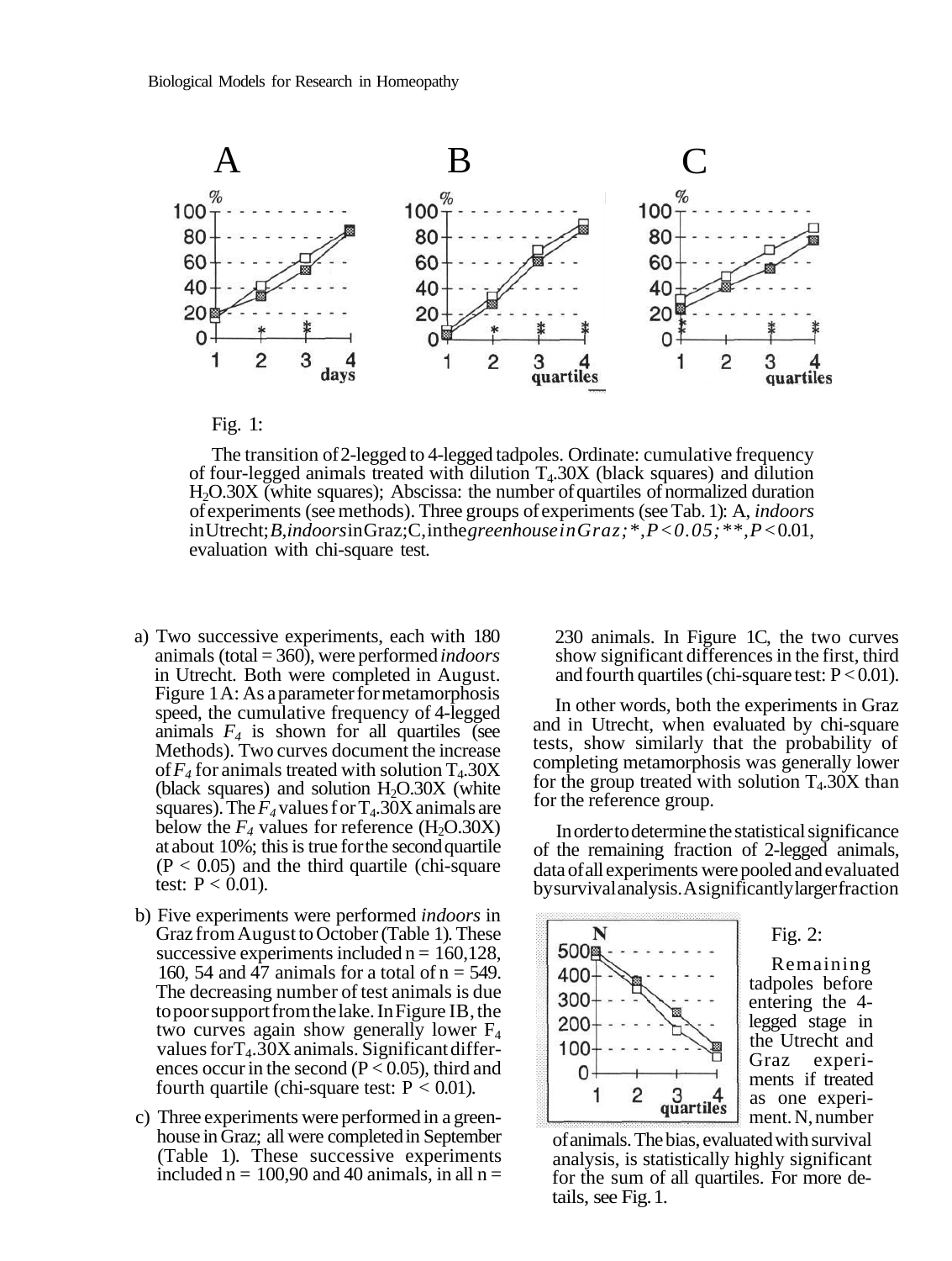Fig. 1:

The transition of 2-legged to 4-legged tadpoles. Ordinate: cumulative frequency of four-legged animals treated with dilution $T_4$.30X (black squares) and dilution $H_2O$.30X (white squares); Abscissa: the number of quartiles of normalized duration of experiments (see methods). Three groups of experiments (see Tab. 1): A, *indoors* in Utrecht; B, *indoors* in Graz; C, in the *greenhouse in Graz*; *, $P < 0.05$; **, $P < 0.01$, evaluation with chi-square test.

a) Two successive experiments, each with 180 animals (total = 360), were performed *indoors* in Utrecht. Both were completed in August. Figure 1A: As a parameter for metamorphosis speed, the cumulative frequency of 4-legged animals $F_4$ is shown for all quartiles (see Methods). Two curves document the increase of $F_4$ for animals treated with solution $T_4$.30X (black squares) and solution $H_2O$.30X (white squares). The $F_4$ values for $T_4$.30X animals are below the $F_4$ values for reference ($H_2O$.30X) at about 10%; this is true for the second quartile ($P < 0.05$) and the third quartile (chi-square test: $P < 0.01$).

b) Five experiments were performed *indoors* in Graz from August to October (Table 1). These successive experiments included n = 160, 128, 160, 54 and 47 animals for a total of n = 549. The decreasing number of test animals is due to poor support from the lake. In Figure 1B, the two curves again show generally lower $F_4$ values for $T_4$.30X animals. Significant differences occur in the second ($P < 0.05$), third and fourth quartile (chi-square test: $P < 0.01$).

c) Three experiments were performed in a greenhouse in Graz; all were completed in September (Table 1). These successive experiments included n = 100, 90 and 40 animals, in all n = 230 animals. In Figure 1C, the two curves show significant differences in the first, third and fourth quartiles (chi-square test: $P < 0.01$).

In other words, both the experiments in Graz and in Utrecht, when evaluated by chi-square tests, show similarly that the probability of completing metamorphosis was generally lower for the group treated with solution $T_4$.30X than for the reference group.

In order to determine the statistical significance of the remaining fraction of 2-legged animals, data of all experiments were pooled and evaluated by survival analysis. A significantly larger fraction

Fig. 2:

Remaining tadpoles before entering the 4-legged stage in the Utrecht and Graz experiments if treated as one experiment. N, number of animals. The bias, evaluated with survival analysis, is statistically highly significant for the sum of all quartiles. For more details, see Fig. 1.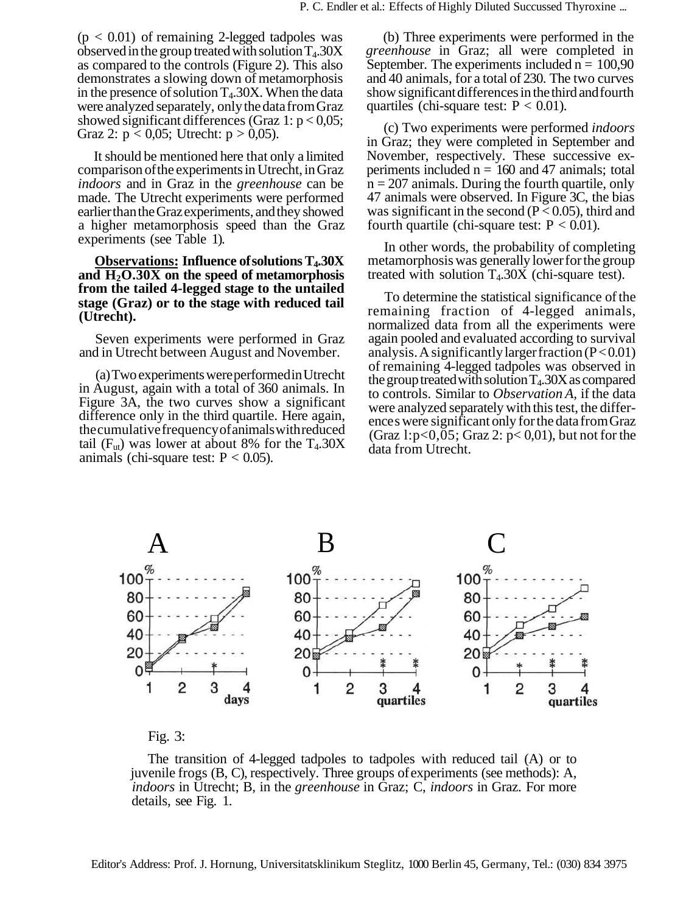($p < 0.01$) of remaining 2-legged tadpoles was observed in the group treated with solution $T_4$.30X as compared to the controls (Figure 2). This also demonstrates a slowing down of metamorphosis in the presence of solution $T_4$.30X. When the data were analyzed separately, only the data from Graz showed significant differences (Graz 1: $p < 0,05$; Graz 2: $p < 0,05$; Utrecht: $p > 0,05$).

It should be mentioned here that only a limited comparison of the experiments in Utrecht, in Graz *indoors* and in Graz in the *greenhouse* can be made. The Utrecht experiments were performed earlier than the Graz experiments, and they showed a higher metamorphosis speed than the Graz experiments (see Table 1).

**Observations: Influence of solutions $T_4$.30X and $H_2O$.30X on the speed of metamorphosis from the tailed 4-legged stage to the untailed stage (Graz) or to the stage with reduced tail (Utrecht).**

Seven experiments were performed in Graz and in Utrecht between August and November.

(a) Two experiments were performed in Utrecht in August, again with a total of 360 animals. In Figure 3A, the two curves show a significant difference only in the third quartile. Here again, the cumulative frequency of animals with reduced tail ($F_{ut}$) was lower at about 8% for the $T_4$.30X animals (chi-square test: $P < 0.05$).

(b) Three experiments were performed in the *greenhouse* in Graz; all were completed in September. The experiments included n = 100,90 and 40 animals, for a total of 230. The two curves show significant differences in the third and fourth quartiles (chi-square test: $P < 0.01$).

(c) Two experiments were performed *indoors* in Graz; they were completed in September and November, respectively. These successive experiments included n = 160 and 47 animals; total n = 207 animals. During the fourth quartile, only 47 animals were observed. In Figure 3C, the bias was significant in the second ($P < 0.05$), third and fourth quartile (chi-square test: $P < 0.01$).

In other words, the probability of completing metamorphosis was generally lower for the group treated with solution $T_4$.30X (chi-square test).

To determine the statistical significance of the remaining fraction of 4-legged animals, normalized data from all the experiments were again pooled and evaluated according to survival analysis. A significantly larger fraction ($P < 0.01$) of remaining 4-legged tadpoles was observed in the group treated with solution $T_4$.30X as compared to controls. Similar to *Observation A*, if the data were analyzed separately with this test, the differences were significant only for the data from Graz (Graz l: $p<0,05$; Graz 2: $p< 0,01$), but not for the data from Utrecht.

Fig. 3:

The transition of 4-legged tadpoles to tadpoles with reduced tail (A) or to juvenile frogs (B, C), respectively. Three groups of experiments (see methods): A, *indoors* in Utrecht; B, in the *greenhouse* in Graz; C, *indoors* in Graz. For more details, see Fig. 1.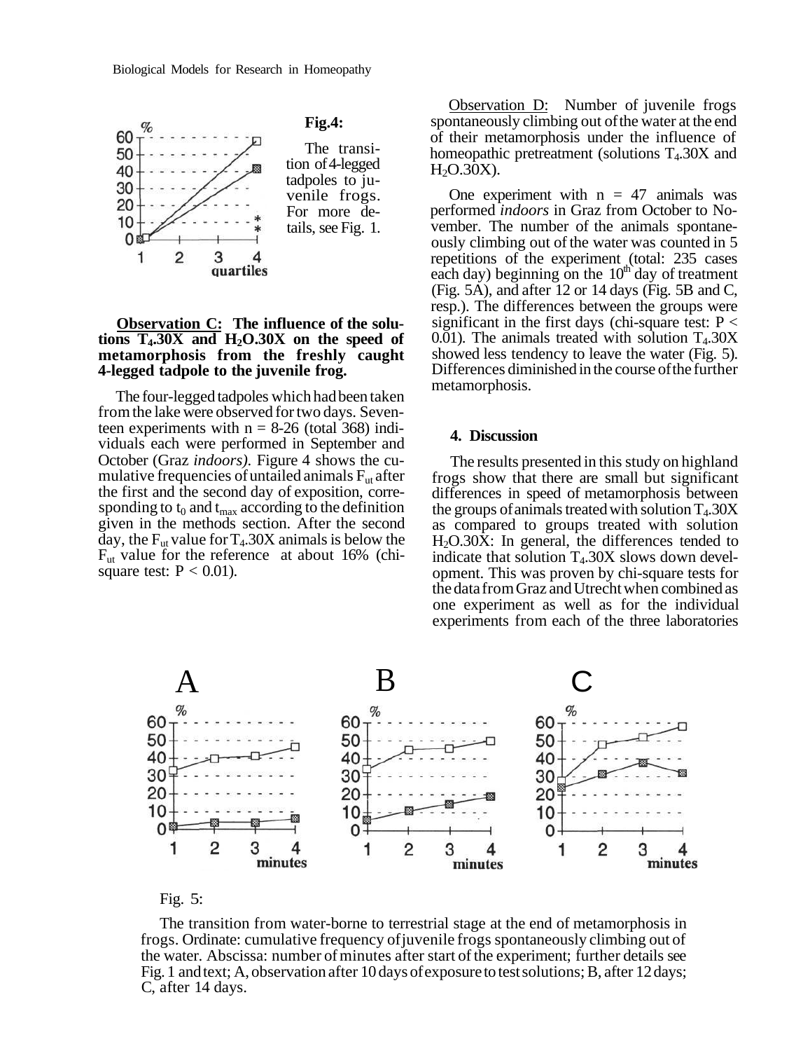**Fig.4:**

The transition of 4-legged tadpoles to juvenile frogs. For more details, see Fig. 1.

**Observation C: The influence of the solutions $T_4$.30X and $H_2O$.30X on the speed of metamorphosis from the freshly caught 4-legged tadpole to the juvenile frog.**

The four-legged tadpoles which had been taken from the lake were observed for two days. Seventeen experiments with n = 8-26 (total 368) individuals each were performed in September and October (Graz *indoors)*. Figure 4 shows the cumulative frequencies of untailed animals $F_{ut}$ after the first and the second day of exposition, corresponding to $t_0$ and $t_{max}$ according to the definition given in the methods section. After the second day, the $F_{ut}$ value for $T_4$.30X animals is below the $F_{ut}$ value for the reference at about 16% (chi-square test: $P < 0.01$).

Observation D: Number of juvenile frogs spontaneously climbing out of the water at the end of their metamorphosis under the influence of homeopathic pretreatment (solutions $T_4$.30X and $H_2O$.30X).

One experiment with n = 47 animals was performed *indoors* in Graz from October to November. The number of the animals spontaneously climbing out of the water was counted in 5 repetitions of the experiment (total: 235 cases each day) beginning on the 10[th] day of treatment (Fig. 5A), and after 12 or 14 days (Fig. 5B and C, resp.). The differences between the groups were significant in the first days (chi-square test: $P < 0.01$). The animals treated with solution $T_4$.30X showed less tendency to leave the water (Fig. 5). Differences diminished in the course of the further metamorphosis.

## 4. Discussion

The results presented in this study on highland frogs show that there are small but significant differences in speed of metamorphosis between the groups of animals treated with solution $T_4$.30X as compared to groups treated with solution $H_2O$.30X: In general, the differences tended to indicate that solution $T_4$.30X slows down development. This was proven by chi-square tests for the data from Graz and Utrecht when combined as one experiment as well as for the individual experiments from each of the three laboratories

Fig. 5:

The transition from water-borne to terrestrial stage at the end of metamorphosis in frogs. Ordinate: cumulative frequency of juvenile frogs spontaneously climbing out of the water. Abscissa: number of minutes after start of the experiment; further details see Fig. 1 and text; A, observation after 10 days of exposure to test solutions; B, after 12 days; C, after 14 days.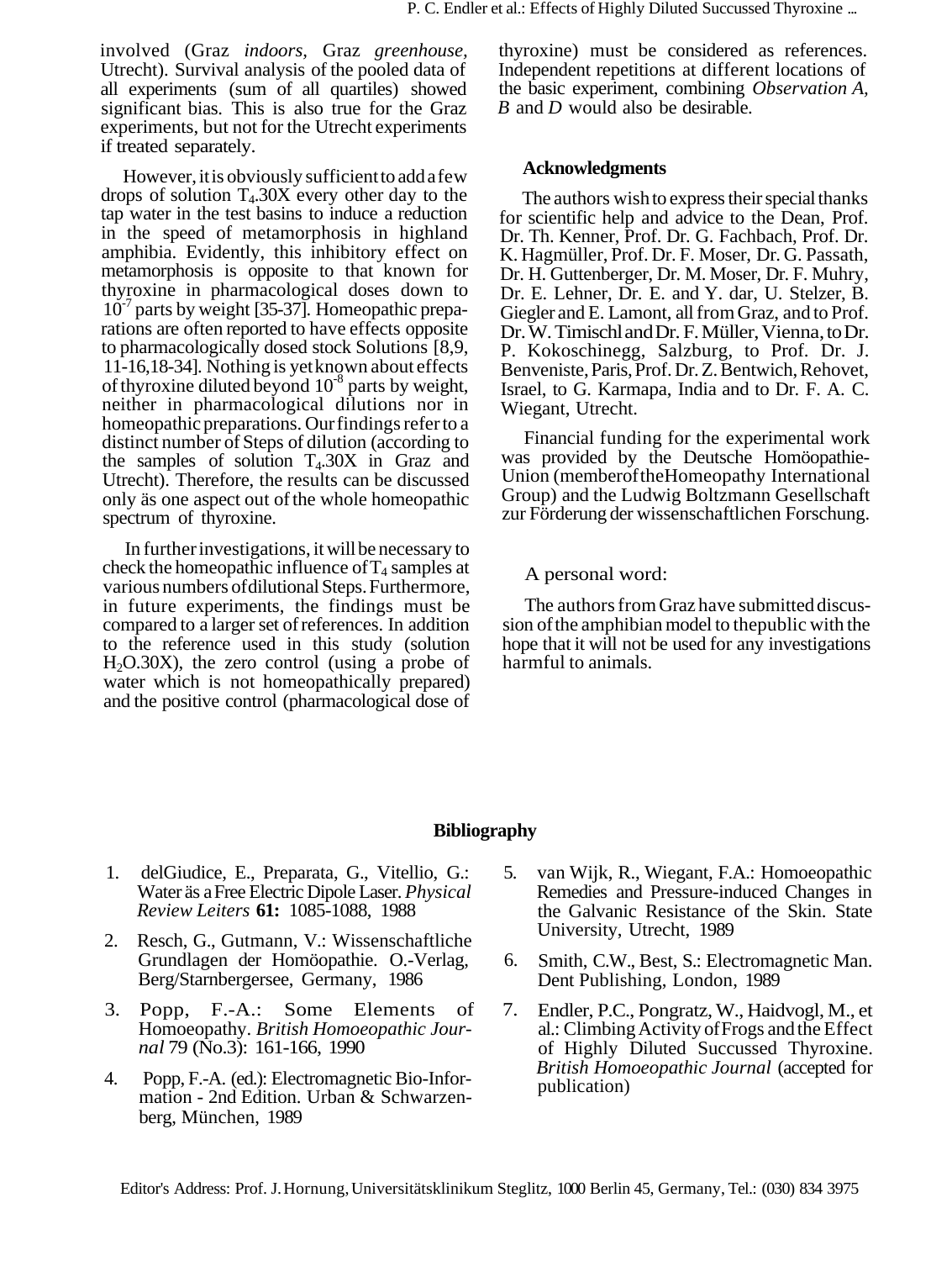involved (Graz *indoors*, Graz *greenhouse*, Utrecht). Survival analysis of the pooled data of all experiments (sum of all quartiles) showed significant bias. This is also true for the Graz experiments, but not for the Utrecht experiments if treated separately.

However, it is obviously sufficient to add a few drops of solution $T_4$.30X every other day to the tap water in the test basins to induce a reduction in the speed of metamorphosis in highland amphibia. Evidently, this inhibitory effect on metamorphosis is opposite to that known for thyroxine in pharmacological doses down to $10^{-7}$ parts by weight [35-37]. Homeopathic preparations are often reported to have effects opposite to pharmacologically dosed stock Solutions [8,9, 11-16,18-34]. Nothing is yet known about effects of thyroxine diluted beyond $10^{-8}$ parts by weight, neither in pharmacological dilutions nor in homeopathic preparations. Our findings refer to a distinct number of Steps of dilution (according to the samples of solution $T_4$.30X in Graz and Utrecht). Therefore, the results can be discussed only äs one aspect out of the whole homeopathic spectrum of thyroxine.

In further investigations, it will be necessary to check the homeopathic influence of $T_4$ samples at various numbers of dilutional Steps. Furthermore, in future experiments, the findings must be compared to a larger set of references. In addition to the reference used in this study (solution $H_2O$.30X), the zero control (using a probe of water which is not homeopathically prepared) and the positive control (pharmacological dose of thyroxine) must be considered as references. Independent repetitions at different locations of the basic experiment, combining *Observation A*, *B* and *D* would also be desirable.

### Acknowledgments

The authors wish to express their special thanks for scientific help and advice to the Dean, Prof. Dr. Th. Kenner, Prof. Dr. G. Fachbach, Prof. Dr. K. Hagmüller, Prof. Dr. F. Moser, Dr. G. Passath, Dr. H. Guttenberger, Dr. M. Moser, Dr. F. Muhry, Dr. E. Lehner, Dr. E. and Y. dar, U. Stelzer, B. Giegler and E. Lamont, all from Graz, and to Prof. Dr. W. Timischl and Dr. F. Müller, Vienna, to Dr. P. Kokoschinegg, Salzburg, to Prof. Dr. J. Benveniste, Paris, Prof. Dr. Z. Bentwich, Rehovet, Israel, to G. Karmapa, India and to Dr. F. A. C. Wiegant, Utrecht.

Financial funding for the experimental work was provided by the Deutsche Homöopathie-Union (member of the Homeopathy International Group) and the Ludwig Boltzmann Gesellschaft zur Förderung der wissenschaftlichen Forschung.

A personal word:

The authors from Graz have submitted discussion of the amphibian model to the public with the hope that it will not be used for any investigations harmful to animals.

### Bibliography

1. delGiudice, E., Preparata, G., Vitellio, G.: Water äs a Free Electric Dipole Laser. *Physical Review Leiters* **61:** 1085-1088, 1988
2. Resch, G., Gutmann, V.: Wissenschaftliche Grundlagen der Homöopathie. O.-Verlag, Berg/Starnbergersee, Germany, 1986
3. Popp, F.-A.: Some Elements of Homoeopathy. *British Homoeopathic Journal* 79 (No.3): 161-166, 1990
4. Popp, F.-A. (ed.): Electromagnetic Bio-Information - 2nd Edition. Urban & Schwarzenberg, München, 1989
5. van Wijk, R., Wiegant, F.A.: Homoeopathic Remedies and Pressure-induced Changes in the Galvanic Resistance of the Skin. State University, Utrecht, 1989
6. Smith, C.W., Best, S.: Electromagnetic Man. Dent Publishing, London, 1989
7. Endler, P.C., Pongratz, W., Haidvogl, M., et al.: Climbing Activity of Frogs and the Effect of Highly Diluted Succussed Thyroxine. *British Homoeopathic Journal* (accepted for publication)

Editor's Address: Prof. J. Hornung, Universitätsklinikum Steglitz, 1000 Berlin 45, Germany, Tel.: (030) 834 3975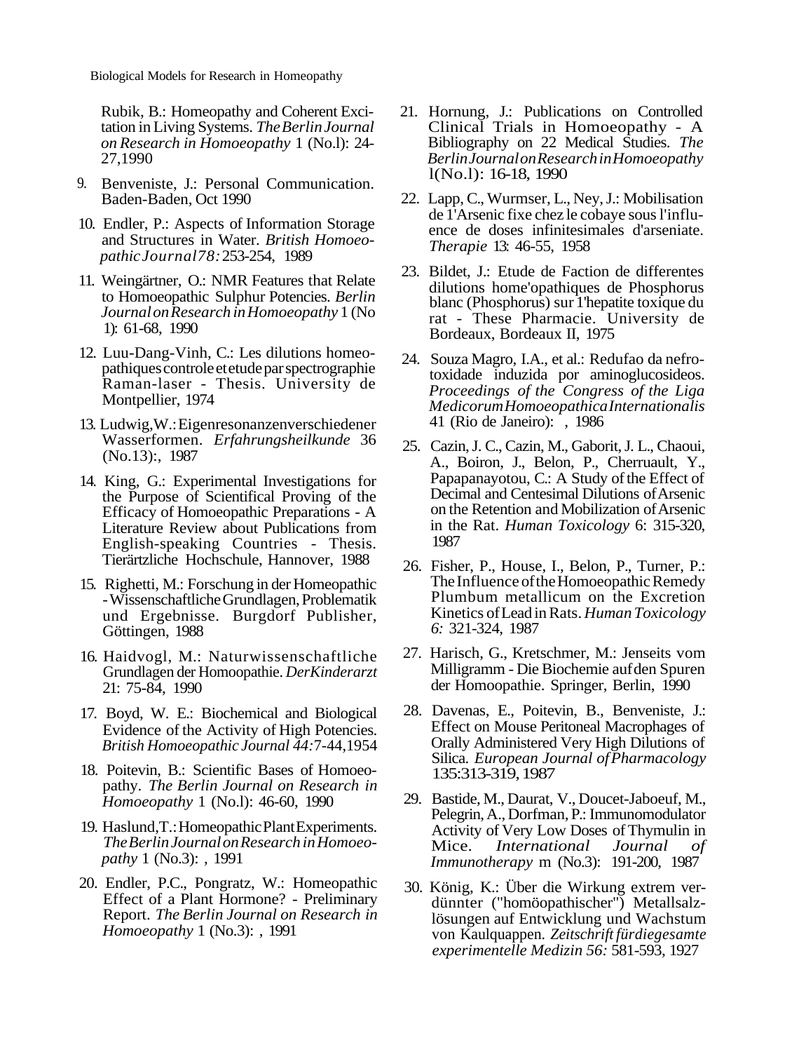Rubik, B.: Homeopathy and Coherent Excitation in Living Systems. *The Berlin Journal on Research in Homoeopathy* 1 (No.l): 24-27,1990

9. Benveniste, J.: Personal Communication. Baden-Baden, Oct 1990

10. Endler, P.: Aspects of Information Storage and Structures in Water. *British Homoeopathic Journal 78:* 253-254, 1989

11. Weingärtner, O.: NMR Features that Relate to Homoeopathic Sulphur Potencies. *Berlin Journal on Research in Homoeopathy* 1 (No 1): 61-68, 1990

12. Luu-Dang-Vinh, C.: Les dilutions homeopathiques controle et etude par spectrographie Raman-laser - Thesis. University de Montpellier, 1974

13. Ludwig,W.: Eigenresonanzen verschiedener Wasserformen. *Erfahrungsheilkunde* 36 (No.13):, 1987

14. King, G.: Experimental Investigations for the Purpose of Scientifical Proving of the Efficacy of Homoeopathic Preparations - A Literature Review about Publications from English-speaking Countries - Thesis. Tierärtzliche Hochschule, Hannover, 1988

15. Righetti, M.: Forschung in der Homeopathic - Wissenschaftliche Grundlagen, Problematik und Ergebnisse. Burgdorf Publisher, Göttingen, 1988

16. Haidvogl, M.: Naturwissenschaftliche Grundlagen der Homoopathie. *Der Kinderarzt* 21: 75-84, 1990

17. Boyd, W. E.: Biochemical and Biological Evidence of the Activity of High Potencies. *British Homoeopathic Journal 44:* 7-44,1954

18. Poitevin, B.: Scientific Bases of Homoeopathy. *The Berlin Journal on Research in Homoeopathy* 1 (No.l): 46-60, 1990

19. Haslund,T.: Homeopathic Plant Experiments. *The Berlin Journal on Research in Homoeopathy* 1 (No.3): , 1991

20. Endler, P.C., Pongratz, W.: Homeopathic Effect of a Plant Hormone? - Preliminary Report. *The Berlin Journal on Research in Homoeopathy* 1 (No.3): , 1991

21. Hornung, J.: Publications on Controlled Clinical Trials in Homoeopathy - A Bibliography on 22 Medical Studies. *The Berlin Journal on Research in Homoeopathy* 1(No.l): 16-18, 1990

22. Lapp, C., Wurmser, L., Ney, J.: Mobilisation de 1'Arsenic fixe chez le cobaye sous l'influence de doses infinitesimales d'arseniate. *Therapie* 13: 46-55, 1958

23. Bildet, J.: Etude de Faction de differentes dilutions home'opathiques de Phosphorus blanc (Phosphorus) sur 1'hepatite toxique du rat - These Pharmacie. University de Bordeaux, Bordeaux II, 1975

24. Souza Magro, I.A., et al.: Redufao da nefrotoxidade induzida por aminoglucosideos. *Proceedings of the Congress of the Liga Medicorum Homoeopathica Internationalis* 41 (Rio de Janeiro): , 1986

25. Cazin, J. C., Cazin, M., Gaborit, J. L., Chaoui, A., Boiron, J., Belon, P., Cherruault, Y., Papapanayotou, C.: A Study of the Effect of Decimal and Centesimal Dilutions of Arsenic on the Retention and Mobilization of Arsenic in the Rat. *Human Toxicology* 6: 315-320, 1987

26. Fisher, P., House, I., Belon, P., Turner, P.: The Influence of the Homoeopathic Remedy Plumbum metallicum on the Excretion Kinetics of Lead in Rats. *Human Toxicology 6:* 321-324, 1987

27. Harisch, G., Kretschmer, M.: Jenseits vom Milligramm - Die Biochemie auf den Spuren der Homoopathie. Springer, Berlin, 1990

28. Davenas, E., Poitevin, B., Benveniste, J.: Effect on Mouse Peritoneal Macrophages of Orally Administered Very High Dilutions of Silica. *European Journal of Pharmacology* 135:313-319, 1987

29. Bastide, M., Daurat, V., Doucet-Jaboeuf, M., Pelegrin, A., Dorfman, P.: Immunomodulator Activity of Very Low Doses of Thymulin in Mice. *International Journal of Immunotherapy* m (No.3): 191-200, 1987

30. König, K.: Über die Wirkung extrem verdünnter ("homöopathischer") Metallsalzlösungen auf Entwicklung und Wachstum von Kaulquappen. *Zeitschrift für die gesamte experimentelle Medizin 56:* 581-593, 1927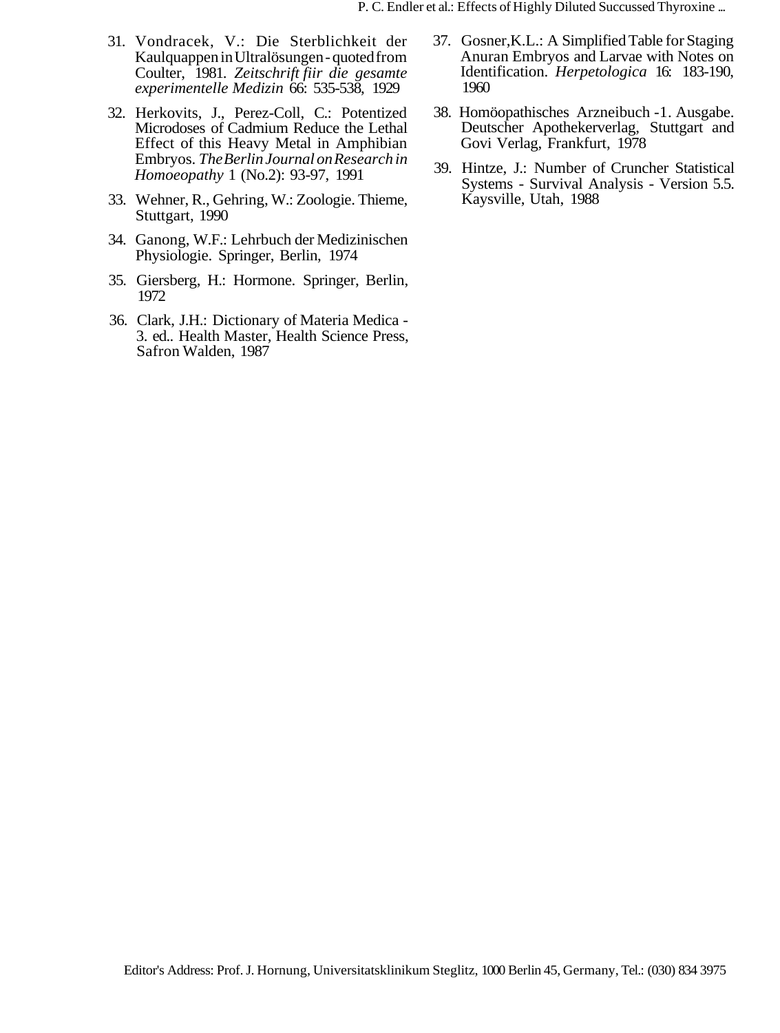31. Vondracek, V.: Die Sterblichkeit der Kaulquappen in Ultralösungen - quoted from Coulter, 1981. *Zeitschrift fiir die gesamte experimentelle Medizin* 66: 535-538, 1929

32. Herkovits, J., Perez-Coll, C.: Potentized Microdoses of Cadmium Reduce the Lethal Effect of this Heavy Metal in Amphibian Embryos. *The Berlin Journal on Research in Homoeopathy* 1 (No.2): 93-97, 1991

33. Wehner, R., Gehring, W.: Zoologie. Thieme, Stuttgart, 1990

34. Ganong, W.F.: Lehrbuch der Medizinischen Physiologie. Springer, Berlin, 1974

35. Giersberg, H.: Hormone. Springer, Berlin, 1972

36. Clark, J.H.: Dictionary of Materia Medica - 3. ed.. Health Master, Health Science Press, Safron Walden, 1987

37. Gosner,K.L.: A Simplified Table for Staging Anuran Embryos and Larvae with Notes on Identification. *Herpetologica* 16: 183-190, 1960

38. Homöopathisches Arzneibuch -1. Ausgabe. Deutscher Apothekerverlag, Stuttgart and Govi Verlag, Frankfurt, 1978

39. Hintze, J.: Number of Cruncher Statistical Systems - Survival Analysis - Version 5.5. Kaysville, Utah, 1988

Editor's Address: Prof. J. Hornung, Universitatsklinikum Steglitz, 1000 Berlin 45, Germany, Tel.: (030) 834 3975